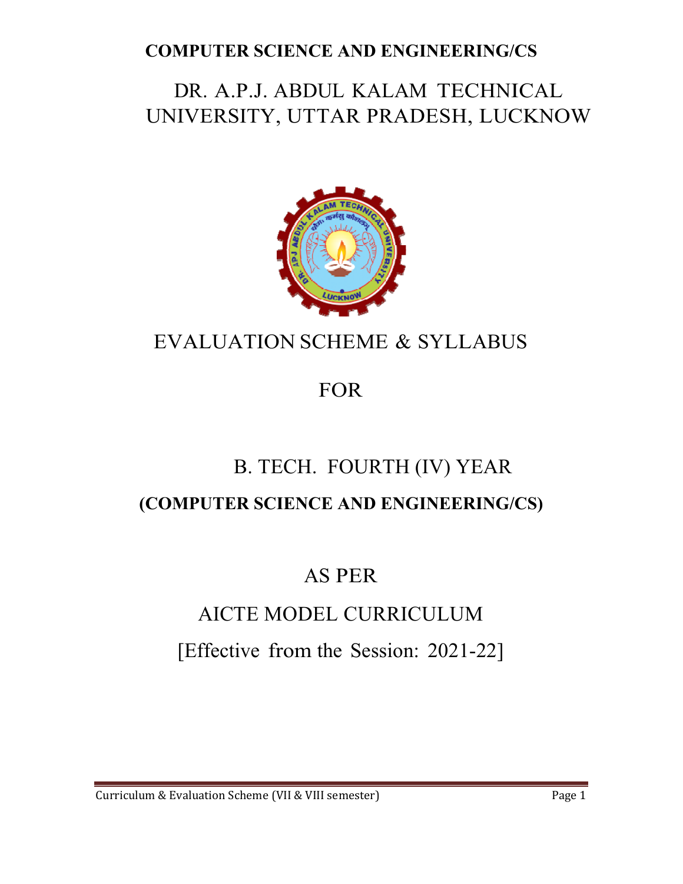**COMPUTER SCIENCE AND ENGINEERING/CS**

# DR. A.P.J. ABDUL KALAM TECHNICAL UNIVERSITY, UTTAR PRADESH, LUCKNOW

## EVALUATION SCHEME & SYLLABUS

## FOR

## B. TECH. FOURTH (IV) YEAR

**(COMPUTER SCIENCE AND ENGINEERING/CS)**

## AS PER

## AICTE MODEL CURRICULUM

[Effective from the Session: 2021-22]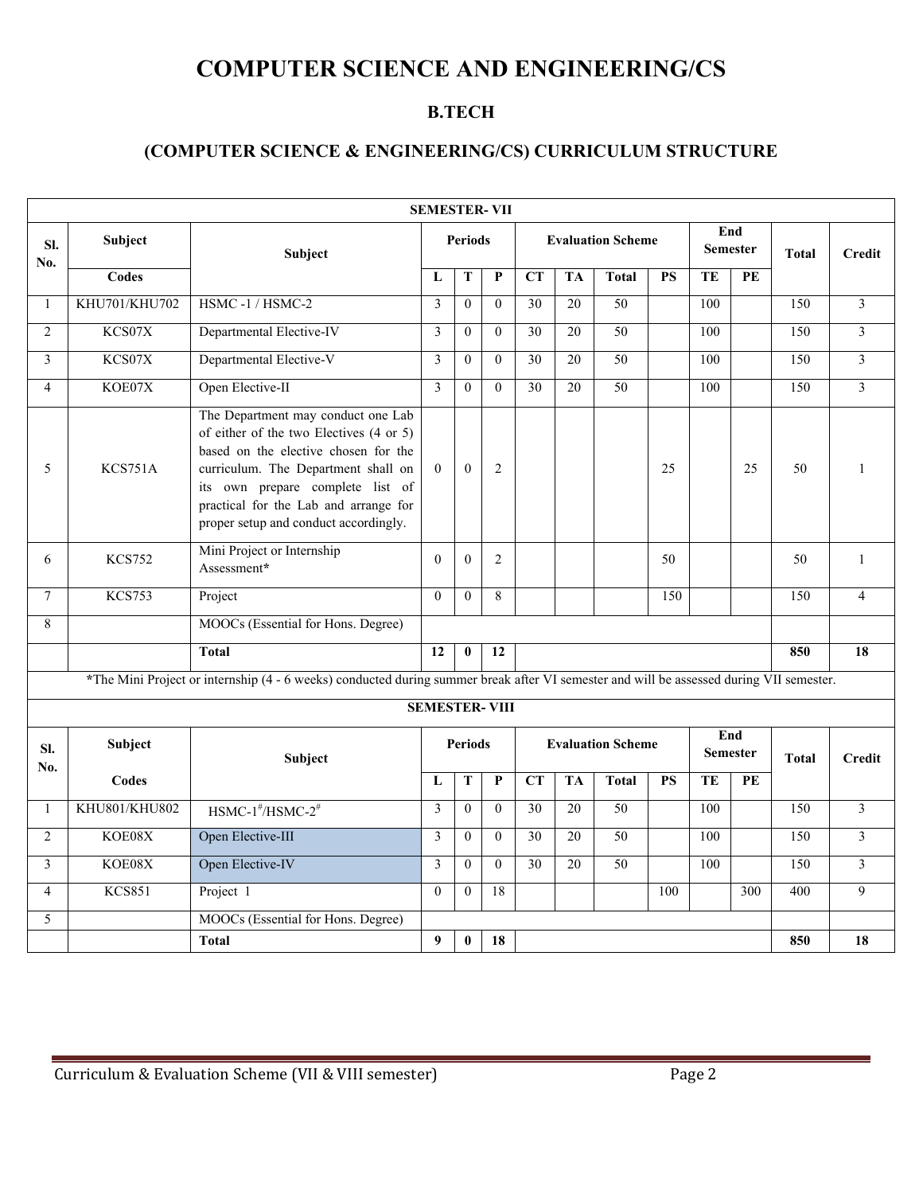# COMPUTER SCIENCE AND ENGINEERING/CS

## B.TECH

## (COMPUTER SCIENCE & ENGINEERING/CS) CURRICULUM STRUCTURE

| SEMESTER- VII | | | | | | | | | | | | | |
|---|---|---|---|---|---|---|---|---|---|---|---|---|---|
| Sl. No. | Subject | Subject | Periods | | | Evaluation Scheme | | | | End Semester | | Total | Credit |
| | Codes | | L | T | P | CT | TA | Total | PS | TE | PE | | |
| 1 | KHU701/KHU702 | HSMC -1 / HSMC-2 | 3 | 0 | 0 | 30 | 20 | 50 | | 100 | | 150 | 3 |
| 2 | KCS07X | Departmental Elective-IV | 3 | 0 | 0 | 30 | 20 | 50 | | 100 | | 150 | 3 |
| 3 | KCS07X | Departmental Elective-V | 3 | 0 | 0 | 30 | 20 | 50 | | 100 | | 150 | 3 |
| 4 | KOE07X | Open Elective-II | 3 | 0 | 0 | 30 | 20 | 50 | | 100 | | 150 | 3 |
| 5 | KCS751A | The Department may conduct one Lab of either of the two Electives (4 or 5) based on the elective chosen for the curriculum. The Department shall on its own prepare complete list of practical for the Lab and arrange for proper setup and conduct accordingly. | 0 | 0 | 2 | | | | 25 | | 25 | 50 | 1 |
| 6 | KCS752 | Mini Project or Internship Assessment* | 0 | 0 | 2 | | | | 50 | | | 50 | 1 |
| 7 | KCS753 | Project | 0 | 0 | 8 | | | | 150 | | | 150 | 4 |
| 8 | | MOOCs (Essential for Hons. Degree) | | | | | | | | | | | |
| | | **Total** | **12** | **0** | **12** | | | | | | | **850** | **18** |

*The Mini Project or internship (4 - 6 weeks) conducted during summer break after VI semester and will be assessed during VII semester.

| SEMESTER- VIII | | | | | | | | | | | | | |
|---|---|---|---|---|---|---|---|---|---|---|---|---|---|
| Sl. No. | Subject | Subject | Periods | | | Evaluation Scheme | | | | End Semester | | Total | Credit |
| | Codes | | L | T | P | CT | TA | Total | PS | TE | PE | | |
| 1 | KHU801/KHU802 | HSMC-1#/HSMC-2# | 3 | 0 | 0 | 30 | 20 | 50 | | 100 | | 150 | 3 |
| 2 | KOE08X | Open Elective-III | 3 | 0 | 0 | 30 | 20 | 50 | | 100 | | 150 | 3 |
| 3 | KOE08X | Open Elective-IV | 3 | 0 | 0 | 30 | 20 | 50 | | 100 | | 150 | 3 |
| 4 | KCS851 | Project 1 | 0 | 0 | 18 | | | | 100 | | 300 | 400 | 9 |
| 5 | | MOOCs (Essential for Hons. Degree) | | | | | | | | | | | |
| | | **Total** | **9** | **0** | **18** | | | | | | | **850** | **18** |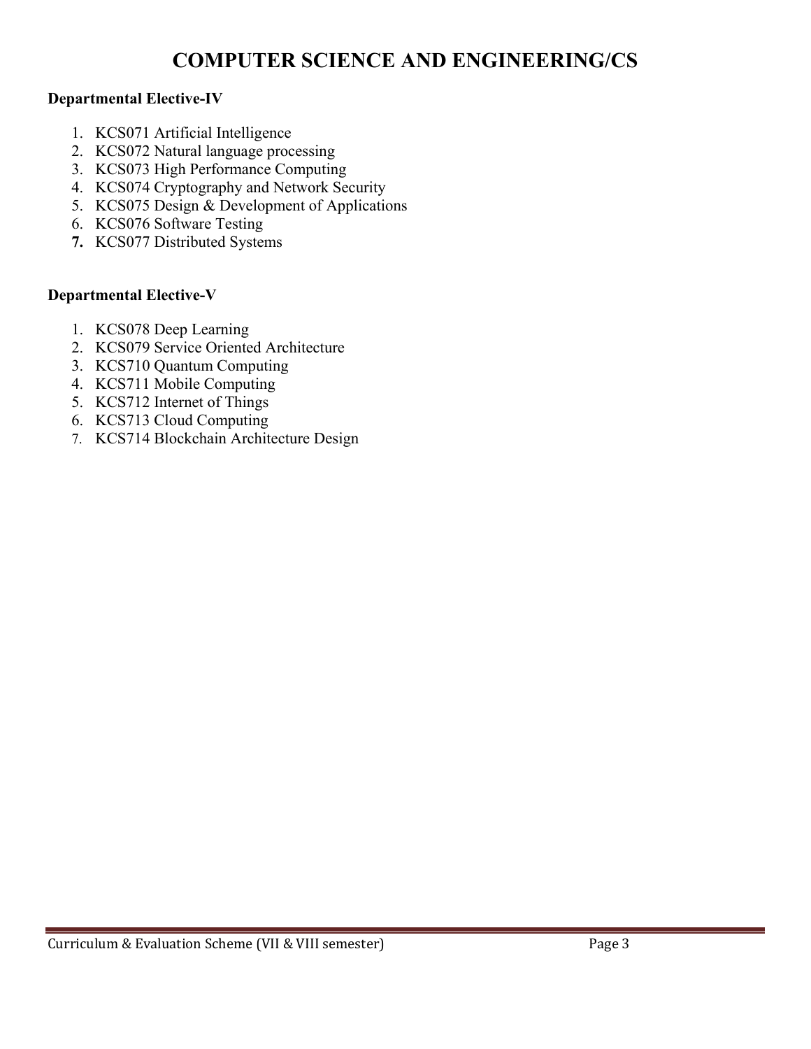# COMPUTER SCIENCE AND ENGINEERING/CS

**Departmental Elective-IV**

1. KCS071 Artificial Intelligence
2. KCS072 Natural language processing
3. KCS073 High Performance Computing
4. KCS074 Cryptography and Network Security
5. KCS075 Design & Development of Applications
6. KCS076 Software Testing
7. KCS077 Distributed Systems

**Departmental Elective-V**

1. KCS078 Deep Learning
2. KCS079 Service Oriented Architecture
3. KCS710 Quantum Computing
4. KCS711 Mobile Computing
5. KCS712 Internet of Things
6. KCS713 Cloud Computing
7. KCS714 Blockchain Architecture Design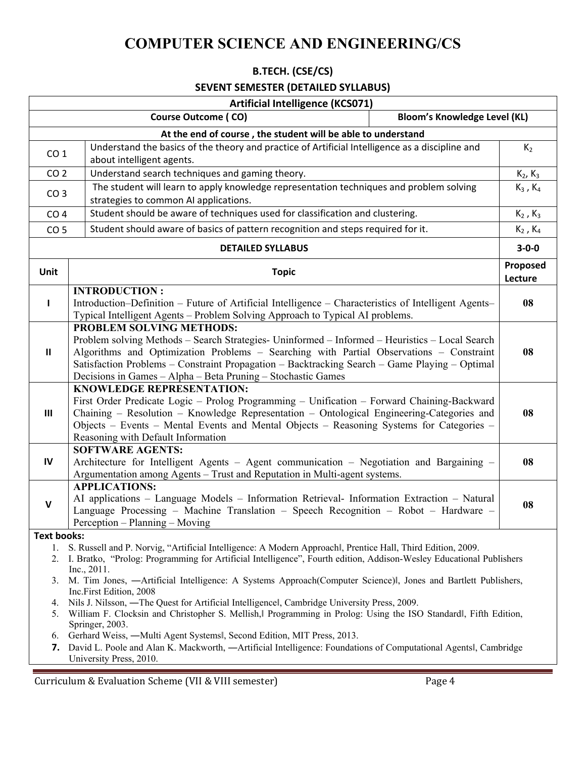# COMPUTER SCIENCE AND ENGINEERING/CS

## B.TECH. (CSE/CS)

## SEVENT SEMESTER (DETAILED SYLLABUS)

| **Artificial Intelligence (KCS071)** | | |
|---|---|---|
| **Course Outcome ( CO)** | | **Bloom's Knowledge Level (KL)** |
| **At the end of course , the student will be able to understand** | | |
| CO 1 | Understand the basics of the theory and practice of Artificial Intelligence as a discipline and about intelligent agents. | $K_2$ |
| CO 2 | Understand search techniques and gaming theory. | $K_2$, $K_3$ |
| CO 3 | The student will learn to apply knowledge representation techniques and problem solving strategies to common AI applications. | $K_3$ , $K_4$ |
| CO 4 | Student should be aware of techniques used for classification and clustering. | $K_2$ , $K_3$ |
| CO 5 | Student should aware of basics of pattern recognition and steps required for it. | $K_2$ , $K_4$ |

| **DETAILED SYLLABUS** | | **3-0-0** |
|---|---|---|
| **Unit** | **Topic** | **Proposed Lecture** |
| **I** | **INTRODUCTION :** Introduction–Definition – Future of Artificial Intelligence – Characteristics of Intelligent Agents– Typical Intelligent Agents – Problem Solving Approach to Typical AI problems. | **08** |
| **II** | **PROBLEM SOLVING METHODS:** Problem solving Methods – Search Strategies- Uninformed – Informed – Heuristics – Local Search Algorithms and Optimization Problems – Searching with Partial Observations – Constraint Satisfaction Problems – Constraint Propagation – Backtracking Search – Game Playing – Optimal Decisions in Games – Alpha – Beta Pruning – Stochastic Games | **08** |
| **III** | **KNOWLEDGE REPRESENTATION:** First Order Predicate Logic – Prolog Programming – Unification – Forward Chaining-Backward Chaining – Resolution – Knowledge Representation – Ontological Engineering-Categories and Objects – Events – Mental Events and Mental Objects – Reasoning Systems for Categories – Reasoning with Default Information | **08** |
| **IV** | **SOFTWARE AGENTS:** Architecture for Intelligent Agents – Agent communication – Negotiation and Bargaining – Argumentation among Agents – Trust and Reputation in Multi-agent systems. | **08** |
| **V** | **APPLICATIONS:** AI applications – Language Models – Information Retrieval- Information Extraction – Natural Language Processing – Machine Translation – Speech Recognition – Robot – Hardware – Perception – Planning – Moving | **08** |

**Text books:**

1. S. Russell and P. Norvig, "Artificial Intelligence: A Modern Approach‖, Prentice Hall, Third Edition, 2009.
2. I. Bratko, "Prolog: Programming for Artificial Intelligence", Fourth edition, Addison-Wesley Educational Publishers Inc., 2011.
3. M. Tim Jones, ―Artificial Intelligence: A Systems Approach(Computer Science)‖, Jones and Bartlett Publishers, Inc.First Edition, 2008
4. Nils J. Nilsson, ―The Quest for Artificial Intelligence‖, Cambridge University Press, 2009.
5. William F. Clocksin and Christopher S. Mellish,‖ Programming in Prolog: Using the ISO Standard‖, Fifth Edition, Springer, 2003.
6. Gerhard Weiss, ―Multi Agent Systems‖, Second Edition, MIT Press, 2013.
7. David L. Poole and Alan K. Mackworth, ―Artificial Intelligence: Foundations of Computational Agents‖, Cambridge University Press, 2010.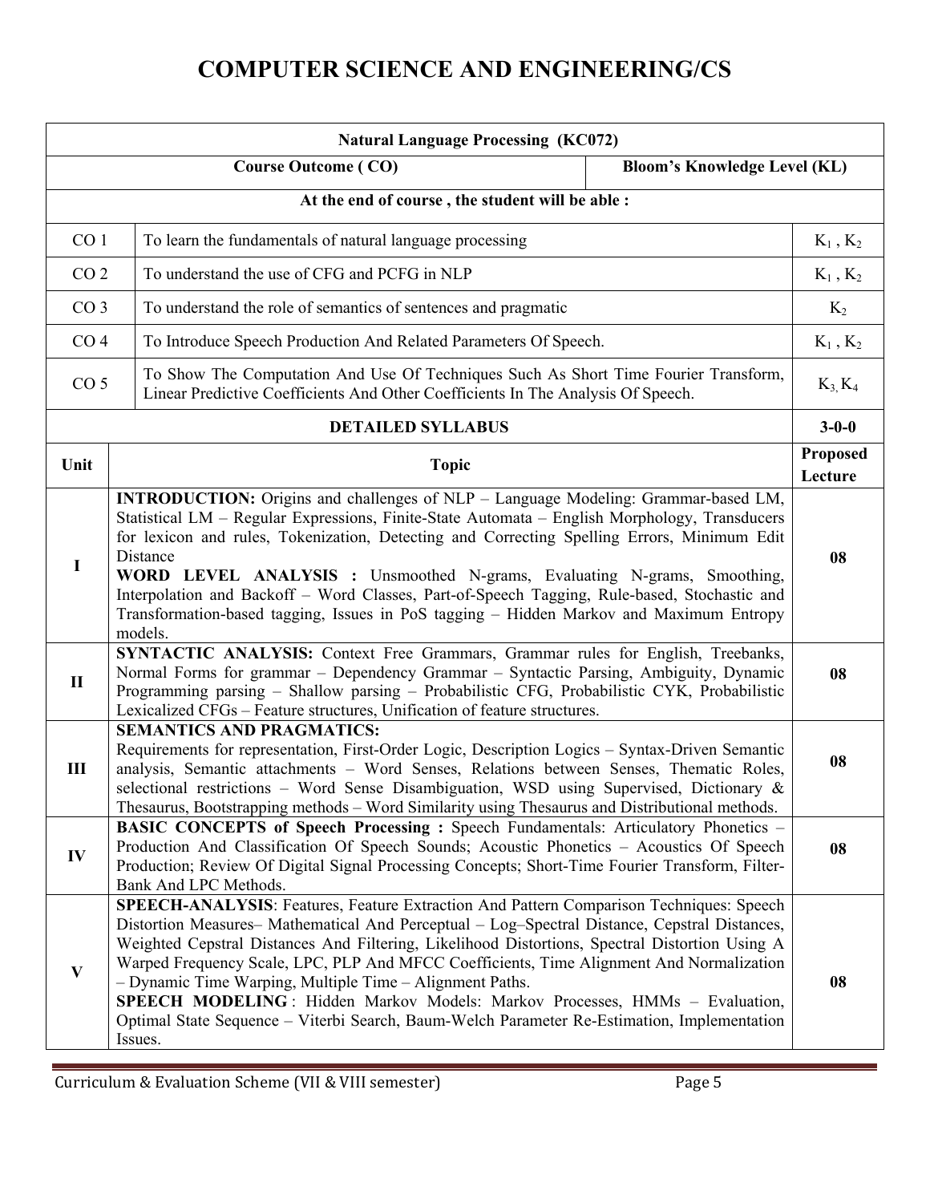# COMPUTER SCIENCE AND ENGINEERING/CS

| Natural Language Processing (KC072) | | |
|---|---|---|
| **Course Outcome ( CO)** | | **Bloom's Knowledge Level (KL)** |
| **At the end of course , the student will be able :** | | |
| CO 1 | To learn the fundamentals of natural language processing | $K_1$ , $K_2$ |
| CO 2 | To understand the use of CFG and PCFG in NLP | $K_1$ , $K_2$ |
| CO 3 | To understand the role of semantics of sentences and pragmatic | $K_2$ |
| CO 4 | To Introduce Speech Production And Related Parameters Of Speech. | $K_1$ , $K_2$ |
| CO 5 | To Show The Computation And Use Of Techniques Such As Short Time Fourier Transform, Linear Predictive Coefficients And Other Coefficients In The Analysis Of Speech. | $K_3$, $K_4$ |

| Unit | DETAILED SYLLABUS | 3-0-0 |
|---|---|---|
| **Unit** | **Topic** | **Proposed Lecture** |
| **I** | **INTRODUCTION:** Origins and challenges of NLP – Language Modeling: Grammar-based LM, Statistical LM – Regular Expressions, Finite-State Automata – English Morphology, Transducers for lexicon and rules, Tokenization, Detecting and Correcting Spelling Errors, Minimum Edit Distance<br>**WORD LEVEL ANALYSIS :** Unsmoothed N-grams, Evaluating N-grams, Smoothing, Interpolation and Backoff – Word Classes, Part-of-Speech Tagging, Rule-based, Stochastic and Transformation-based tagging, Issues in PoS tagging – Hidden Markov and Maximum Entropy models. | 08 |
| **II** | **SYNTACTIC ANALYSIS:** Context Free Grammars, Grammar rules for English, Treebanks, Normal Forms for grammar – Dependency Grammar – Syntactic Parsing, Ambiguity, Dynamic Programming parsing – Shallow parsing – Probabilistic CFG, Probabilistic CYK, Probabilistic Lexicalized CFGs – Feature structures, Unification of feature structures. | 08 |
| **III** | **SEMANTICS AND PRAGMATICS:**<br>Requirements for representation, First-Order Logic, Description Logics – Syntax-Driven Semantic analysis, Semantic attachments – Word Senses, Relations between Senses, Thematic Roles, selectional restrictions – Word Sense Disambiguation, WSD using Supervised, Dictionary & Thesaurus, Bootstrapping methods – Word Similarity using Thesaurus and Distributional methods. | 08 |
| **IV** | **BASIC CONCEPTS of Speech Processing :** Speech Fundamentals: Articulatory Phonetics – Production And Classification Of Speech Sounds; Acoustic Phonetics – Acoustics Of Speech Production; Review Of Digital Signal Processing Concepts; Short-Time Fourier Transform, Filter-Bank And LPC Methods. | 08 |
| **V** | **SPEECH-ANALYSIS**: Features, Feature Extraction And Pattern Comparison Techniques: Speech Distortion Measures– Mathematical And Perceptual – Log–Spectral Distance, Cepstral Distances, Weighted Cepstral Distances And Filtering, Likelihood Distortions, Spectral Distortion Using A Warped Frequency Scale, LPC, PLP And MFCC Coefficients, Time Alignment And Normalization – Dynamic Time Warping, Multiple Time – Alignment Paths.<br>**SPEECH MODELING** : Hidden Markov Models: Markov Processes, HMMs – Evaluation, Optimal State Sequence – Viterbi Search, Baum-Welch Parameter Re-Estimation, Implementation Issues. | 08 |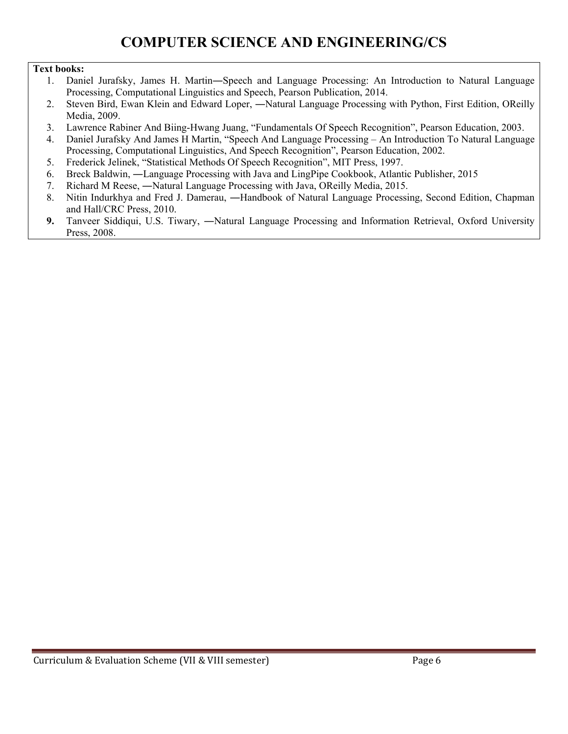**Text books:**

1. Daniel Jurafsky, James H. Martin―Speech and Language Processing: An Introduction to Natural Language Processing, Computational Linguistics and Speech, Pearson Publication, 2014.
2. Steven Bird, Ewan Klein and Edward Loper, ―Natural Language Processing with Python, First Edition, OReilly Media, 2009.
3. Lawrence Rabiner And Biing-Hwang Juang, "Fundamentals Of Speech Recognition", Pearson Education, 2003.
4. Daniel Jurafsky And James H Martin, "Speech And Language Processing – An Introduction To Natural Language Processing, Computational Linguistics, And Speech Recognition", Pearson Education, 2002.
5. Frederick Jelinek, "Statistical Methods Of Speech Recognition", MIT Press, 1997.
6. Breck Baldwin, ―Language Processing with Java and LingPipe Cookbook, Atlantic Publisher, 2015
7. Richard M Reese, ―Natural Language Processing with Java, OReilly Media, 2015.
8. Nitin Indurkhya and Fred J. Damerau, ―Handbook of Natural Language Processing, Second Edition, Chapman and Hall/CRC Press, 2010.
9. Tanveer Siddiqui, U.S. Tiwary, ―Natural Language Processing and Information Retrieval, Oxford University Press, 2008.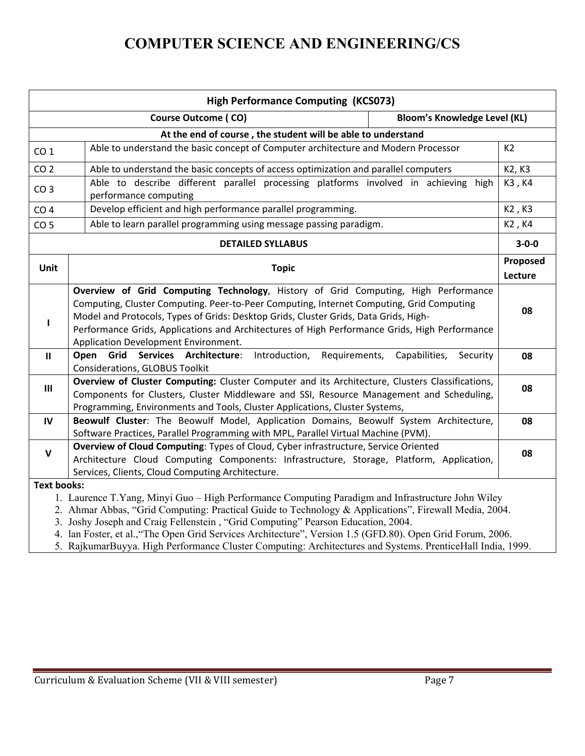# COMPUTER SCIENCE AND ENGINEERING/CS

| High Performance Computing (KCS073) | | |
|---|---|---|
| **Course Outcome ( CO)** | | **Bloom's Knowledge Level (KL)** |
| **At the end of course , the student will be able to understand** | | |
| CO 1 | Able to understand the basic concept of Computer architecture and Modern Processor | K2 |
| CO 2 | Able to understand the basic concepts of access optimization and parallel computers | K2, K3 |
| CO 3 | Able to describe different parallel processing platforms involved in achieving high performance computing | K3 , K4 |
| CO 4 | Develop efficient and high performance parallel programming. | K2 , K3 |
| CO 5 | Able to learn parallel programming using message passing paradigm. | K2 , K4 |

| **DETAILED SYLLABUS** | | **3-0-0** |
|---|---|---|
| **Unit** | **Topic** | **Proposed Lecture** |
| I | **Overview of Grid Computing Technology**, History of Grid Computing, High Performance Computing, Cluster Computing. Peer-to-Peer Computing, Internet Computing, Grid Computing Model and Protocols, Types of Grids: Desktop Grids, Cluster Grids, Data Grids, High-Performance Grids, Applications and Architectures of High Performance Grids, High Performance Application Development Environment. | **08** |
| II | **Open Grid Services Architecture**: Introduction, Requirements, Capabilities, Security Considerations, GLOBUS Toolkit | **08** |
| III | **Overview of Cluster Computing:** Cluster Computer and its Architecture, Clusters Classifications, Components for Clusters, Cluster Middleware and SSI, Resource Management and Scheduling, Programming, Environments and Tools, Cluster Applications, Cluster Systems, | **08** |
| IV | **Beowulf Cluster**: The Beowulf Model, Application Domains, Beowulf System Architecture, Software Practices, Parallel Programming with MPL, Parallel Virtual Machine (PVM). | **08** |
| V | **Overview of Cloud Computing**: Types of Cloud, Cyber infrastructure, Service Oriented Architecture Cloud Computing Components: Infrastructure, Storage, Platform, Application, Services, Clients, Cloud Computing Architecture. | **08** |

**Text books:**

1. Laurence T.Yang, Minyi Guo – High Performance Computing Paradigm and Infrastructure John Wiley
2. Ahmar Abbas, "Grid Computing: Practical Guide to Technology & Applications", Firewall Media, 2004.
3. Joshy Joseph and Craig Fellenstein , "Grid Computing" Pearson Education, 2004.
4. lan Foster, et al.,"The Open Grid Services Architecture", Version 1.5 (GFD.80). Open Grid Forum, 2006.
5. RajkumarBuyya. High Performance Cluster Computing: Architectures and Systems. PrenticeHall India, 1999.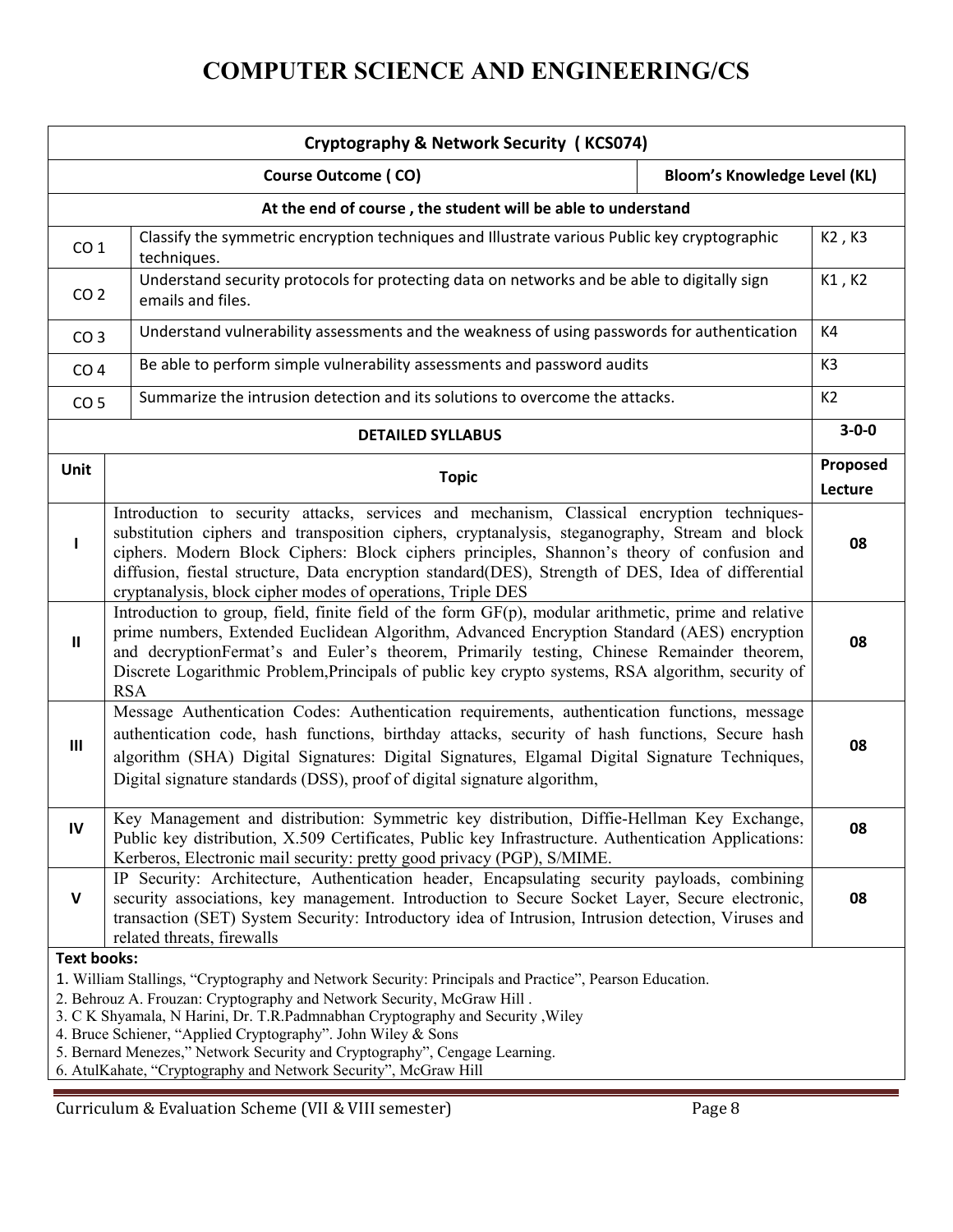# COMPUTER SCIENCE AND ENGINEERING/CS

| Cryptography & Network Security ( KCS074) | | |
|---|---|---|
| | **Course Outcome ( CO)** | **Bloom's Knowledge Level (KL)** |
| | **At the end of course , the student will be able to understand** | |
| CO 1 | Classify the symmetric encryption techniques and Illustrate various Public key cryptographic techniques. | K2 , K3 |
| CO 2 | Understand security protocols for protecting data on networks and be able to digitally sign emails and files. | K1 , K2 |
| CO 3 | Understand vulnerability assessments and the weakness of using passwords for authentication | K4 |
| CO 4 | Be able to perform simple vulnerability assessments and password audits | K3 |
| CO 5 | Summarize the intrusion detection and its solutions to overcome the attacks. | K2 |
| | **DETAILED SYLLABUS** | **3-0-0** |
| **Unit** | **Topic** | **Proposed Lecture** |
| I | Introduction to security attacks, services and mechanism, Classical encryption techniques-substitution ciphers and transposition ciphers, cryptanalysis, steganography, Stream and block ciphers. Modern Block Ciphers: Block ciphers principles, Shannon's theory of confusion and diffusion, fiestal structure, Data encryption standard(DES), Strength of DES, Idea of differential cryptanalysis, block cipher modes of operations, Triple DES | 08 |
| II | Introduction to group, field, finite field of the form GF(p), modular arithmetic, prime and relative prime numbers, Extended Euclidean Algorithm, Advanced Encryption Standard (AES) encryption and decryptionFermat's and Euler's theorem, Primarily testing, Chinese Remainder theorem, Discrete Logarithmic Problem,Principals of public key crypto systems, RSA algorithm, security of RSA | 08 |
| III | Message Authentication Codes: Authentication requirements, authentication functions, message authentication code, hash functions, birthday attacks, security of hash functions, Secure hash algorithm (SHA) Digital Signatures: Digital Signatures, Elgamal Digital Signature Techniques, Digital signature standards (DSS), proof of digital signature algorithm, | 08 |
| IV | Key Management and distribution: Symmetric key distribution, Diffie-Hellman Key Exchange, Public key distribution, X.509 Certificates, Public key Infrastructure. Authentication Applications: Kerberos, Electronic mail security: pretty good privacy (PGP), S/MIME. | 08 |
| V | IP Security: Architecture, Authentication header, Encapsulating security payloads, combining security associations, key management. Introduction to Secure Socket Layer, Secure electronic, transaction (SET) System Security: Introductory idea of Intrusion, Intrusion detection, Viruses and related threats, firewalls | 08 |

**Text books:**

1. William Stallings, "Cryptography and Network Security: Principals and Practice", Pearson Education.
2. Behrouz A. Frouzan: Cryptography and Network Security, McGraw Hill .
3. C K Shyamala, N Harini, Dr. T.R.Padmnabhan Cryptography and Security ,Wiley
4. Bruce Schiener, "Applied Cryptography". John Wiley & Sons
5. Bernard Menezes," Network Security and Cryptography", Cengage Learning.
6. AtulKahate, "Cryptography and Network Security", McGraw Hill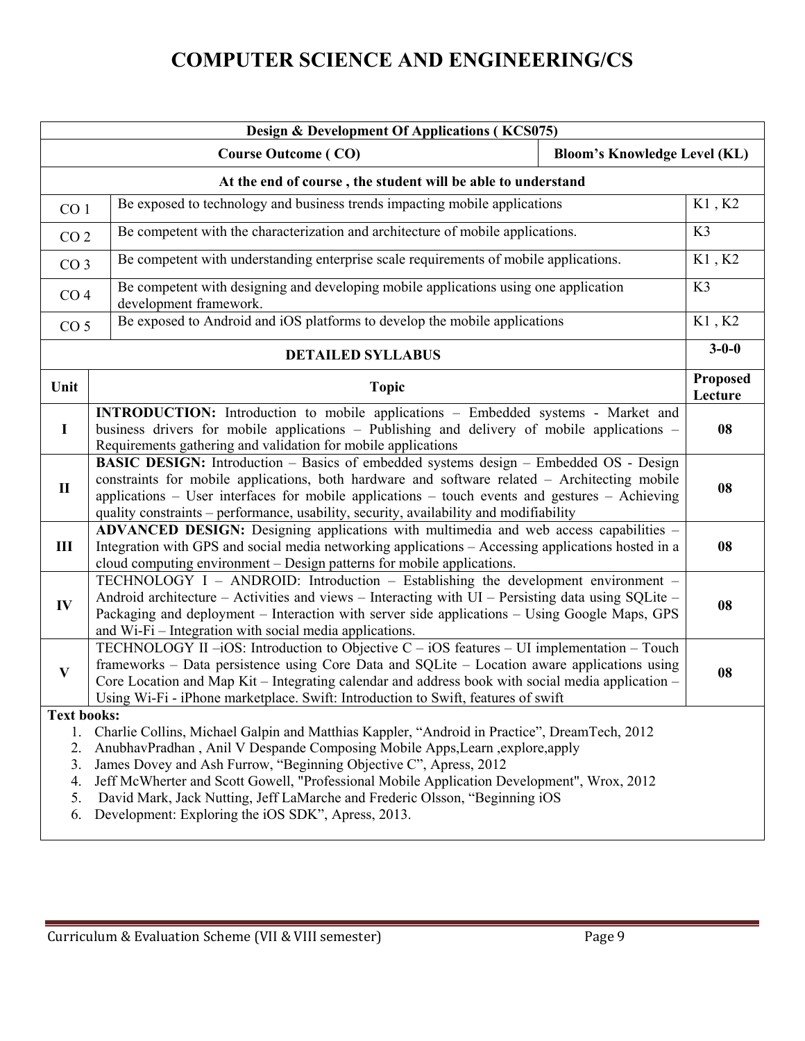# COMPUTER SCIENCE AND ENGINEERING/CS

| Design & Development Of Applications ( KCS075) | | |
|---|---|---|
| **Course Outcome ( CO)** | | **Bloom's Knowledge Level (KL)** |
| **At the end of course , the student will be able to understand** | | |
| CO 1 | Be exposed to technology and business trends impacting mobile applications | K1 , K2 |
| CO 2 | Be competent with the characterization and architecture of mobile applications. | K3 |
| CO 3 | Be competent with understanding enterprise scale requirements of mobile applications. | K1 , K2 |
| CO 4 | Be competent with designing and developing mobile applications using one application development framework. | K3 |
| CO 5 | Be exposed to Android and iOS platforms to develop the mobile applications | K1 , K2 |

| **DETAILED SYLLABUS** | | **3-0-0** |
|---|---|---|
| **Unit** | **Topic** | **Proposed Lecture** |
| **I** | **INTRODUCTION:** Introduction to mobile applications – Embedded systems - Market and business drivers for mobile applications – Publishing and delivery of mobile applications – Requirements gathering and validation for mobile applications | **08** |
| **II** | **BASIC DESIGN:** Introduction – Basics of embedded systems design – Embedded OS - Design constraints for mobile applications, both hardware and software related – Architecting mobile applications – User interfaces for mobile applications – touch events and gestures – Achieving quality constraints – performance, usability, security, availability and modifiability | **08** |
| **III** | **ADVANCED DESIGN:** Designing applications with multimedia and web access capabilities – Integration with GPS and social media networking applications – Accessing applications hosted in a cloud computing environment – Design patterns for mobile applications. | **08** |
| **IV** | TECHNOLOGY I – ANDROID: Introduction – Establishing the development environment – Android architecture – Activities and views – Interacting with UI – Persisting data using SQLite – Packaging and deployment – Interaction with server side applications – Using Google Maps, GPS and Wi-Fi – Integration with social media applications. | **08** |
| **V** | TECHNOLOGY II –iOS: Introduction to Objective C – iOS features – UI implementation – Touch frameworks – Data persistence using Core Data and SQLite – Location aware applications using Core Location and Map Kit – Integrating calendar and address book with social media application – Using Wi-Fi - iPhone marketplace. Swift: Introduction to Swift, features of swift | **08** |

**Text books:**

1. Charlie Collins, Michael Galpin and Matthias Kappler, "Android in Practice", DreamTech, 2012
2. AnubhavPradhan , Anil V Despande Composing Mobile Apps,Learn ,explore,apply
3. James Dovey and Ash Furrow, "Beginning Objective C", Apress, 2012
4. Jeff McWherter and Scott Gowell, "Professional Mobile Application Development", Wrox, 2012
5. David Mark, Jack Nutting, Jeff LaMarche and Frederic Olsson, "Beginning iOS
6. Development: Exploring the iOS SDK", Apress, 2013.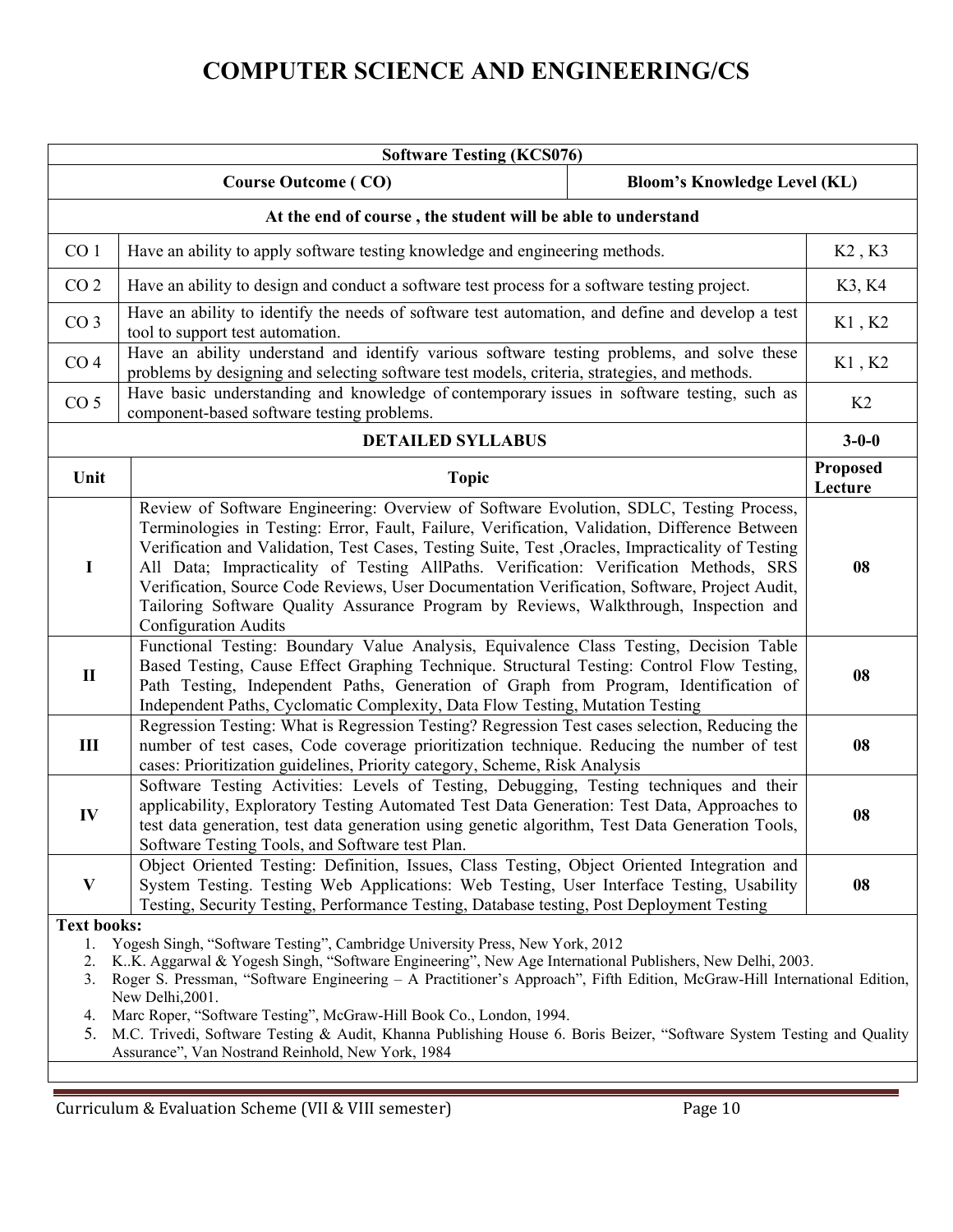# COMPUTER SCIENCE AND ENGINEERING/CS

| Software Testing (KCS076) | | |
|---|---|---|
| **Course Outcome ( CO)** | | **Bloom's Knowledge Level (KL)** |
| **At the end of course , the student will be able to understand** | | |
| CO 1 | Have an ability to apply software testing knowledge and engineering methods. | K2 , K3 |
| CO 2 | Have an ability to design and conduct a software test process for a software testing project. | K3, K4 |
| CO 3 | Have an ability to identify the needs of software test automation, and define and develop a test tool to support test automation. | K1 , K2 |
| CO 4 | Have an ability understand and identify various software testing problems, and solve these problems by designing and selecting software test models, criteria, strategies, and methods. | K1 , K2 |
| CO 5 | Have basic understanding and knowledge of contemporary issues in software testing, such as component-based software testing problems. | K2 |
| **DETAILED SYLLABUS** | | **3-0-0** |
| **Unit** | **Topic** | **Proposed Lecture** |
| **I** | Review of Software Engineering: Overview of Software Evolution, SDLC, Testing Process, Terminologies in Testing: Error, Fault, Failure, Verification, Validation, Difference Between Verification and Validation, Test Cases, Testing Suite, Test ,Oracles, Impracticality of Testing All Data; Impracticality of Testing AllPaths. Verification: Verification Methods, SRS Verification, Source Code Reviews, User Documentation Verification, Software, Project Audit, Tailoring Software Quality Assurance Program by Reviews, Walkthrough, Inspection and Configuration Audits | **08** |
| **II** | Functional Testing: Boundary Value Analysis, Equivalence Class Testing, Decision Table Based Testing, Cause Effect Graphing Technique. Structural Testing: Control Flow Testing, Path Testing, Independent Paths, Generation of Graph from Program, Identification of Independent Paths, Cyclomatic Complexity, Data Flow Testing, Mutation Testing | **08** |
| **III** | Regression Testing: What is Regression Testing? Regression Test cases selection, Reducing the number of test cases, Code coverage prioritization technique. Reducing the number of test cases: Prioritization guidelines, Priority category, Scheme, Risk Analysis | **08** |
| **IV** | Software Testing Activities: Levels of Testing, Debugging, Testing techniques and their applicability, Exploratory Testing Automated Test Data Generation: Test Data, Approaches to test data generation, test data generation using genetic algorithm, Test Data Generation Tools, Software Testing Tools, and Software test Plan. | **08** |
| **V** | Object Oriented Testing: Definition, Issues, Class Testing, Object Oriented Integration and System Testing. Testing Web Applications: Web Testing, User Interface Testing, Usability Testing, Security Testing, Performance Testing, Database testing, Post Deployment Testing | **08** |

**Text books:**

1. Yogesh Singh, "Software Testing", Cambridge University Press, New York, 2012
2. K..K. Aggarwal & Yogesh Singh, "Software Engineering", New Age International Publishers, New Delhi, 2003.
3. Roger S. Pressman, "Software Engineering – A Practitioner's Approach", Fifth Edition, McGraw-Hill International Edition, New Delhi,2001.
4. Marc Roper, "Software Testing", McGraw-Hill Book Co., London, 1994.
5. M.C. Trivedi, Software Testing & Audit, Khanna Publishing House 6. Boris Beizer, "Software System Testing and Quality Assurance", Van Nostrand Reinhold, New York, 1984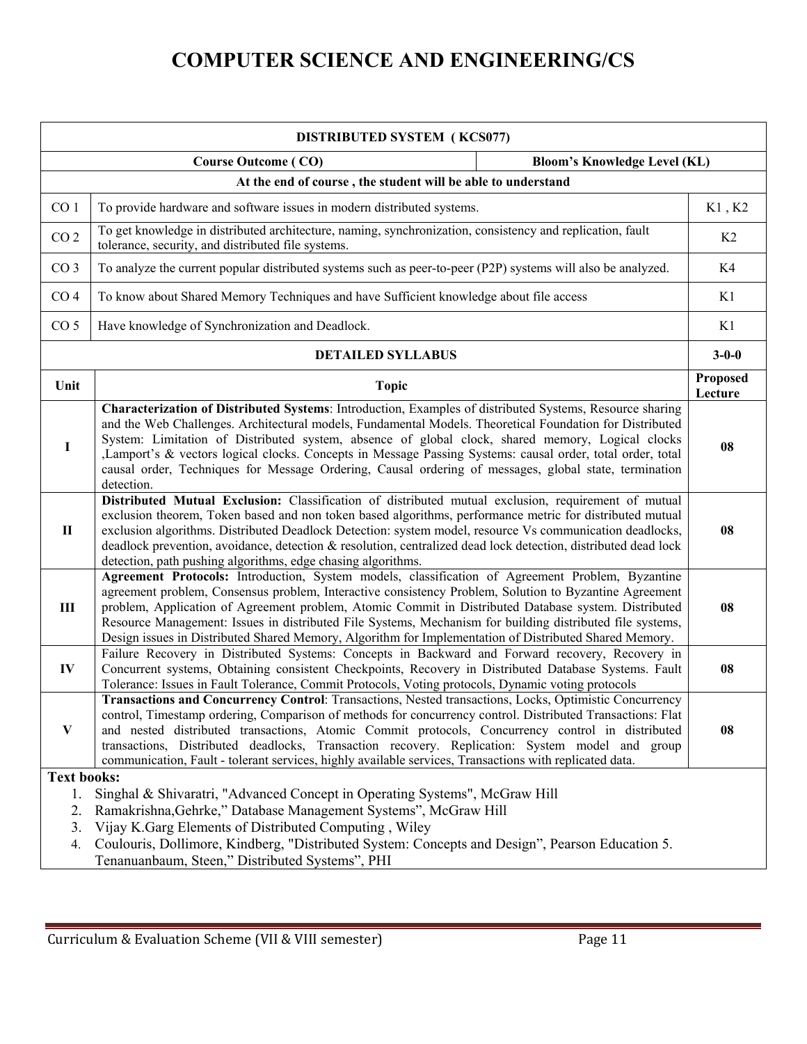# COMPUTER SCIENCE AND ENGINEERING/CS

| DISTRIBUTED SYSTEM ( KCS077) | | |
|---|---|---|
| **Course Outcome ( CO)** | | **Bloom's Knowledge Level (KL)** |
| **At the end of course , the student will be able to understand** | | |
| CO 1 | To provide hardware and software issues in modern distributed systems. | K1 , K2 |
| CO 2 | To get knowledge in distributed architecture, naming, synchronization, consistency and replication, fault tolerance, security, and distributed file systems. | K2 |
| CO 3 | To analyze the current popular distributed systems such as peer-to-peer (P2P) systems will also be analyzed. | K4 |
| CO 4 | To know about Shared Memory Techniques and have Sufficient knowledge about file access | K1 |
| CO 5 | Have knowledge of Synchronization and Deadlock. | K1 |
| **DETAILED SYLLABUS** | | **3-0-0** |
| **Unit** | **Topic** | **Proposed Lecture** |
| **I** | **Characterization of Distributed Systems**: Introduction, Examples of distributed Systems, Resource sharing and the Web Challenges. Architectural models, Fundamental Models. Theoretical Foundation for Distributed System: Limitation of Distributed system, absence of global clock, shared memory, Logical clocks ,Lamport's & vectors logical clocks. Concepts in Message Passing Systems: causal order, total order, total causal order, Techniques for Message Ordering, Causal ordering of messages, global state, termination detection. | **08** |
| **II** | **Distributed Mutual Exclusion:** Classification of distributed mutual exclusion, requirement of mutual exclusion theorem, Token based and non token based algorithms, performance metric for distributed mutual exclusion algorithms. Distributed Deadlock Detection: system model, resource Vs communication deadlocks, deadlock prevention, avoidance, detection & resolution, centralized dead lock detection, distributed dead lock detection, path pushing algorithms, edge chasing algorithms. | **08** |
| **III** | **Agreement Protocols:** Introduction, System models, classification of Agreement Problem, Byzantine agreement problem, Consensus problem, Interactive consistency Problem, Solution to Byzantine Agreement problem, Application of Agreement problem, Atomic Commit in Distributed Database system. Distributed Resource Management: Issues in distributed File Systems, Mechanism for building distributed file systems, Design issues in Distributed Shared Memory, Algorithm for Implementation of Distributed Shared Memory. | **08** |
| **IV** | Failure Recovery in Distributed Systems: Concepts in Backward and Forward recovery, Recovery in Concurrent systems, Obtaining consistent Checkpoints, Recovery in Distributed Database Systems. Fault Tolerance: Issues in Fault Tolerance, Commit Protocols, Voting protocols, Dynamic voting protocols | **08** |
| **V** | **Transactions and Concurrency Control**: Transactions, Nested transactions, Locks, Optimistic Concurrency control, Timestamp ordering, Comparison of methods for concurrency control. Distributed Transactions: Flat and nested distributed transactions, Atomic Commit protocols, Concurrency control in distributed transactions, Distributed deadlocks, Transaction recovery. Replication: System model and group communication, Fault - tolerant services, highly available services, Transactions with replicated data. | **08** |

**Text books:**

1. Singhal & Shivaratri, "Advanced Concept in Operating Systems", McGraw Hill
2. Ramakrishna,Gehrke," Database Management Systems", McGraw Hill
3. Vijay K.Garg Elements of Distributed Computing , Wiley
4. Coulouris, Dollimore, Kindberg, "Distributed System: Concepts and Design", Pearson Education 5. Tenanuanbaum, Steen," Distributed Systems", PHI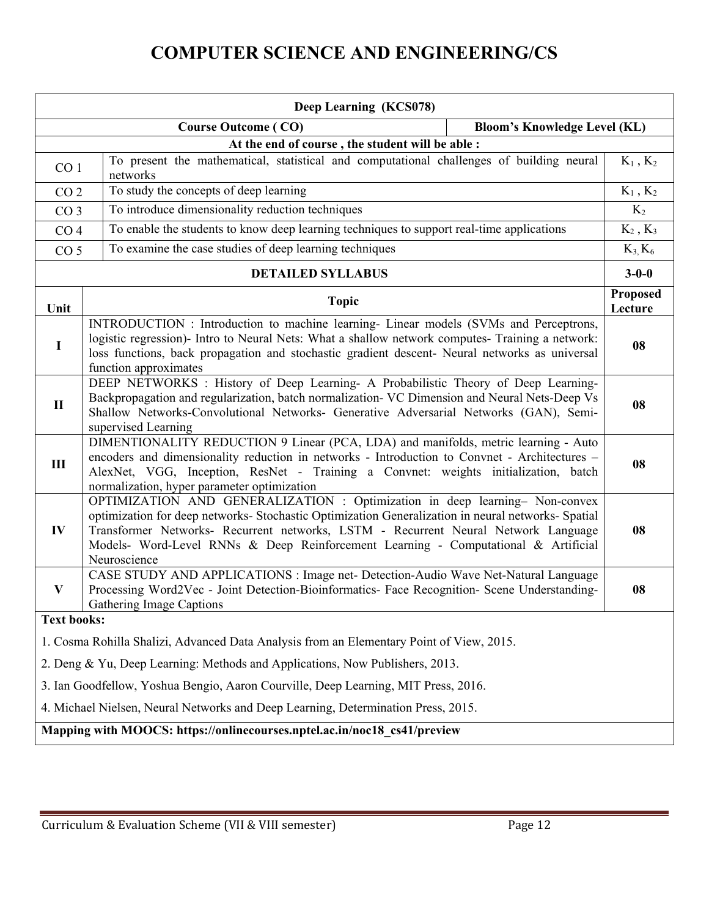# COMPUTER SCIENCE AND ENGINEERING/CS

| Deep Learning (KCS078) | | |
|---|---|---|
| **Course Outcome ( CO)** | | **Bloom's Knowledge Level (KL)** |
| **At the end of course , the student will be able :** | | |
| CO 1 | To present the mathematical, statistical and computational challenges of building neural networks | $K_1$ , $K_2$ |
| CO 2 | To study the concepts of deep learning | $K_1$ , $K_2$ |
| CO 3 | To introduce dimensionality reduction techniques | $K_2$ |
| CO 4 | To enable the students to know deep learning techniques to support real-time applications | $K_2$ , $K_3$ |
| CO 5 | To examine the case studies of deep learning techniques | $K_3$, $K_6$ |

| **DETAILED SYLLABUS** | | **3-0-0** |
|---|---|---|
| **Unit** | **Topic** | **Proposed Lecture** |
| **I** | INTRODUCTION : Introduction to machine learning- Linear models (SVMs and Perceptrons, logistic regression)- Intro to Neural Nets: What a shallow network computes- Training a network: loss functions, back propagation and stochastic gradient descent- Neural networks as universal function approximates | **08** |
| **II** | DEEP NETWORKS : History of Deep Learning- A Probabilistic Theory of Deep Learning- Backpropagation and regularization, batch normalization- VC Dimension and Neural Nets-Deep Vs Shallow Networks-Convolutional Networks- Generative Adversarial Networks (GAN), Semi-supervised Learning | **08** |
| **III** | DIMENTIONALITY REDUCTION 9 Linear (PCA, LDA) and manifolds, metric learning - Auto encoders and dimensionality reduction in networks - Introduction to Convnet - Architectures – AlexNet, VGG, Inception, ResNet - Training a Convnet: weights initialization, batch normalization, hyper parameter optimization | **08** |
| **IV** | OPTIMIZATION AND GENERALIZATION : Optimization in deep learning– Non-convex optimization for deep networks- Stochastic Optimization Generalization in neural networks- Spatial Transformer Networks- Recurrent networks, LSTM - Recurrent Neural Network Language Models- Word-Level RNNs & Deep Reinforcement Learning - Computational & Artificial Neuroscience | **08** |
| **V** | CASE STUDY AND APPLICATIONS : Image net- Detection-Audio Wave Net-Natural Language Processing Word2Vec - Joint Detection-Bioinformatics- Face Recognition- Scene Understanding- Gathering Image Captions | **08** |

**Text books:**

1. Cosma Rohilla Shalizi, Advanced Data Analysis from an Elementary Point of View, 2015.
2. Deng & Yu, Deep Learning: Methods and Applications, Now Publishers, 2013.
3. Ian Goodfellow, Yoshua Bengio, Aaron Courville, Deep Learning, MIT Press, 2016.
4. Michael Nielsen, Neural Networks and Deep Learning, Determination Press, 2015.

**Mapping with MOOCS: https://onlinecourses.nptel.ac.in/noc18_cs41/preview**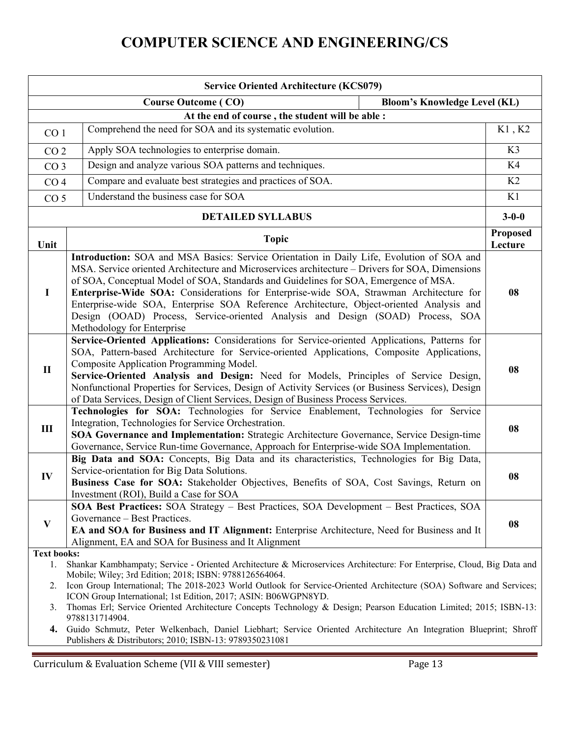# COMPUTER SCIENCE AND ENGINEERING/CS

| Service Oriented Architecture (KCS079) | | |
|---|---|---|
| **Course Outcome ( CO)** | | **Bloom's Knowledge Level (KL)** |
| **At the end of course , the student will be able :** | | |
| CO 1 | Comprehend the need for SOA and its systematic evolution. | K1 , K2 |
| CO 2 | Apply SOA technologies to enterprise domain. | K3 |
| CO 3 | Design and analyze various SOA patterns and techniques. | K4 |
| CO 4 | Compare and evaluate best strategies and practices of SOA. | K2 |
| CO 5 | Understand the business case for SOA | K1 |

| **DETAILED SYLLABUS** | | **3-0-0** |
|---|---|---|
| **Unit** | **Topic** | **Proposed Lecture** |
| I | **Introduction:** SOA and MSA Basics: Service Orientation in Daily Life, Evolution of SOA and MSA. Service oriented Architecture and Microservices architecture – Drivers for SOA, Dimensions of SOA, Conceptual Model of SOA, Standards and Guidelines for SOA, Emergence of MSA. **Enterprise-Wide SOA:** Considerations for Enterprise-wide SOA, Strawman Architecture for Enterprise-wide SOA, Enterprise SOA Reference Architecture, Object-oriented Analysis and Design (OOAD) Process, Service-oriented Analysis and Design (SOAD) Process, SOA Methodology for Enterprise | 08 |
| II | **Service-Oriented Applications:** Considerations for Service-oriented Applications, Patterns for SOA, Pattern-based Architecture for Service-oriented Applications, Composite Applications, Composite Application Programming Model. **Service-Oriented Analysis and Design:** Need for Models, Principles of Service Design, Nonfunctional Properties for Services, Design of Activity Services (or Business Services), Design of Data Services, Design of Client Services, Design of Business Process Services. | 08 |
| III | **Technologies for SOA:** Technologies for Service Enablement, Technologies for Service Integration, Technologies for Service Orchestration. **SOA Governance and Implementation:** Strategic Architecture Governance, Service Design-time Governance, Service Run-time Governance, Approach for Enterprise-wide SOA Implementation. | 08 |
| IV | **Big Data and SOA:** Concepts, Big Data and its characteristics, Technologies for Big Data, Service-orientation for Big Data Solutions. **Business Case for SOA:** Stakeholder Objectives, Benefits of SOA, Cost Savings, Return on Investment (ROI), Build a Case for SOA | 08 |
| V | **SOA Best Practices:** SOA Strategy – Best Practices, SOA Development – Best Practices, SOA Governance – Best Practices. **EA and SOA for Business and IT Alignment:** Enterprise Architecture, Need for Business and It Alignment, EA and SOA for Business and It Alignment | 08 |

**Text books:**

1. Shankar Kambhampaty; Service - Oriented Architecture & Microservices Architecture: For Enterprise, Cloud, Big Data and Mobile; Wiley; 3rd Edition; 2018; ISBN: 9788126564064.
2. Icon Group International; The 2018-2023 World Outlook for Service-Oriented Architecture (SOA) Software and Services; ICON Group International; 1st Edition, 2017; ASIN: B06WGPN8YD.
3. Thomas Erl; Service Oriented Architecture Concepts Technology & Design; Pearson Education Limited; 2015; ISBN-13: 9788131714904.
4. Guido Schmutz, Peter Welkenbach, Daniel Liebhart; Service Oriented Architecture An Integration Blueprint; Shroff Publishers & Distributors; 2010; ISBN-13: 9789350231081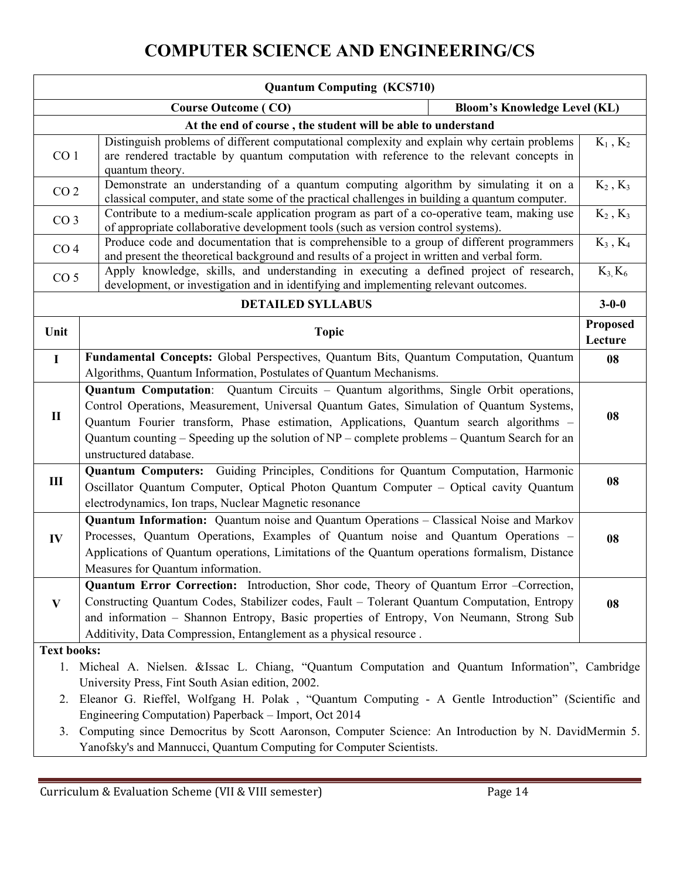# COMPUTER SCIENCE AND ENGINEERING/CS

| Quantum Computing (KCS710) | | |
|---|---|---|
| **Course Outcome ( CO)** | | **Bloom's Knowledge Level (KL)** |
| **At the end of course , the student will be able to understand** | | |
| CO 1 | Distinguish problems of different computational complexity and explain why certain problems are rendered tractable by quantum computation with reference to the relevant concepts in quantum theory. | $K_1$ , $K_2$ |
| CO 2 | Demonstrate an understanding of a quantum computing algorithm by simulating it on a classical computer, and state some of the practical challenges in building a quantum computer. | $K_2$ , $K_3$ |
| CO 3 | Contribute to a medium-scale application program as part of a co-operative team, making use of appropriate collaborative development tools (such as version control systems). | $K_2$ , $K_3$ |
| CO 4 | Produce code and documentation that is comprehensible to a group of different programmers and present the theoretical background and results of a project in written and verbal form. | $K_3$ , $K_4$ |
| CO 5 | Apply knowledge, skills, and understanding in executing a defined project of research, development, or investigation and in identifying and implementing relevant outcomes. | $K_{3,}$ $K_6$ |

| **DETAILED SYLLABUS** | | **3-0-0** |
|---|---|---|
| **Unit** | **Topic** | **Proposed Lecture** |
| **I** | **Fundamental Concepts:** Global Perspectives, Quantum Bits, Quantum Computation, Quantum Algorithms, Quantum Information, Postulates of Quantum Mechanisms. | **08** |
| **II** | **Quantum Computation**: Quantum Circuits – Quantum algorithms, Single Orbit operations, Control Operations, Measurement, Universal Quantum Gates, Simulation of Quantum Systems, Quantum Fourier transform, Phase estimation, Applications, Quantum search algorithms – Quantum counting – Speeding up the solution of NP – complete problems – Quantum Search for an unstructured database. | **08** |
| **III** | **Quantum Computers:** Guiding Principles, Conditions for Quantum Computation, Harmonic Oscillator Quantum Computer, Optical Photon Quantum Computer – Optical cavity Quantum electrodynamics, Ion traps, Nuclear Magnetic resonance | **08** |
| **IV** | **Quantum Information:** Quantum noise and Quantum Operations – Classical Noise and Markov Processes, Quantum Operations, Examples of Quantum noise and Quantum Operations – Applications of Quantum operations, Limitations of the Quantum operations formalism, Distance Measures for Quantum information. | **08** |
| **V** | **Quantum Error Correction:** Introduction, Shor code, Theory of Quantum Error –Correction, Constructing Quantum Codes, Stabilizer codes, Fault – Tolerant Quantum Computation, Entropy and information – Shannon Entropy, Basic properties of Entropy, Von Neumann, Strong Sub Additivity, Data Compression, Entanglement as a physical resource . | **08** |

**Text books:**

1. Micheal A. Nielsen. &Issac L. Chiang, "Quantum Computation and Quantum Information", Cambridge University Press, Fint South Asian edition, 2002.
2. Eleanor G. Rieffel, Wolfgang H. Polak , "Quantum Computing - A Gentle Introduction" (Scientific and Engineering Computation) Paperback – Import, Oct 2014
3. Computing since Democritus by Scott Aaronson, Computer Science: An Introduction by N. DavidMermin 5. Yanofsky's and Mannucci, Quantum Computing for Computer Scientists.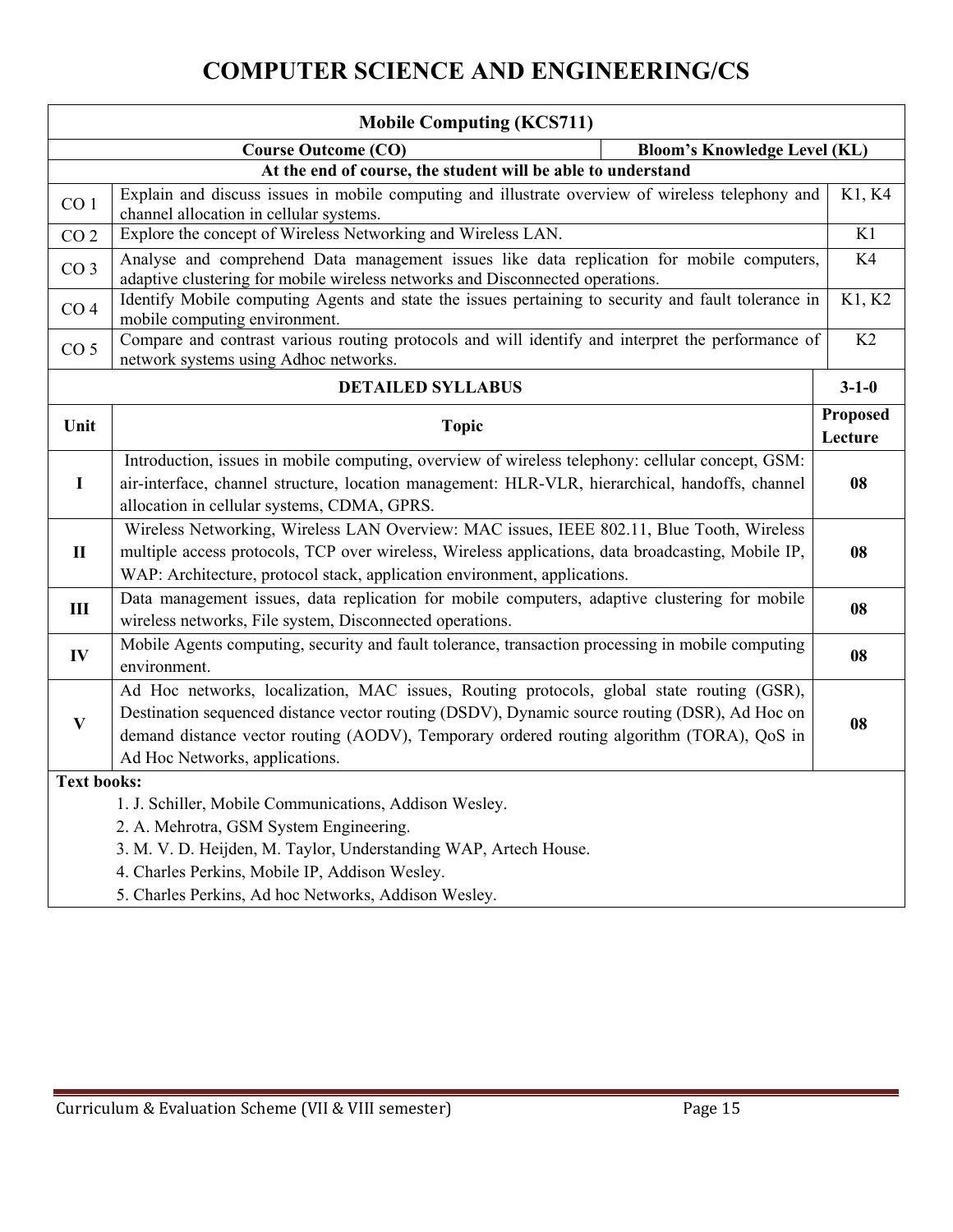# COMPUTER SCIENCE AND ENGINEERING/CS

| Mobile Computing (KCS711) | | |
|---|---|---|
| **Course Outcome (CO)** | | **Bloom's Knowledge Level (KL)** |
| **At the end of course, the student will be able to understand** | | |
| CO 1 | Explain and discuss issues in mobile computing and illustrate overview of wireless telephony and channel allocation in cellular systems. | K1, K4 |
| CO 2 | Explore the concept of Wireless Networking and Wireless LAN. | K1 |
| CO 3 | Analyse and comprehend Data management issues like data replication for mobile computers, adaptive clustering for mobile wireless networks and Disconnected operations. | K4 |
| CO 4 | Identify Mobile computing Agents and state the issues pertaining to security and fault tolerance in mobile computing environment. | K1, K2 |
| CO 5 | Compare and contrast various routing protocols and will identify and interpret the performance of network systems using Adhoc networks. | K2 |

| DETAILED SYLLABUS | | 3-1-0 |
|---|---|---|
| **Unit** | **Topic** | **Proposed Lecture** |
| I | Introduction, issues in mobile computing, overview of wireless telephony: cellular concept, GSM: air-interface, channel structure, location management: HLR-VLR, hierarchical, handoffs, channel allocation in cellular systems, CDMA, GPRS. | 08 |
| II | Wireless Networking, Wireless LAN Overview: MAC issues, IEEE 802.11, Blue Tooth, Wireless multiple access protocols, TCP over wireless, Wireless applications, data broadcasting, Mobile IP, WAP: Architecture, protocol stack, application environment, applications. | 08 |
| III | Data management issues, data replication for mobile computers, adaptive clustering for mobile wireless networks, File system, Disconnected operations. | 08 |
| IV | Mobile Agents computing, security and fault tolerance, transaction processing in mobile computing environment. | 08 |
| V | Ad Hoc networks, localization, MAC issues, Routing protocols, global state routing (GSR), Destination sequenced distance vector routing (DSDV), Dynamic source routing (DSR), Ad Hoc on demand distance vector routing (AODV), Temporary ordered routing algorithm (TORA), QoS in Ad Hoc Networks, applications. | 08 |

**Text books:**

1. J. Schiller, Mobile Communications, Addison Wesley.
2. A. Mehrotra, GSM System Engineering.
3. M. V. D. Heijden, M. Taylor, Understanding WAP, Artech House.
4. Charles Perkins, Mobile IP, Addison Wesley.
5. Charles Perkins, Ad hoc Networks, Addison Wesley.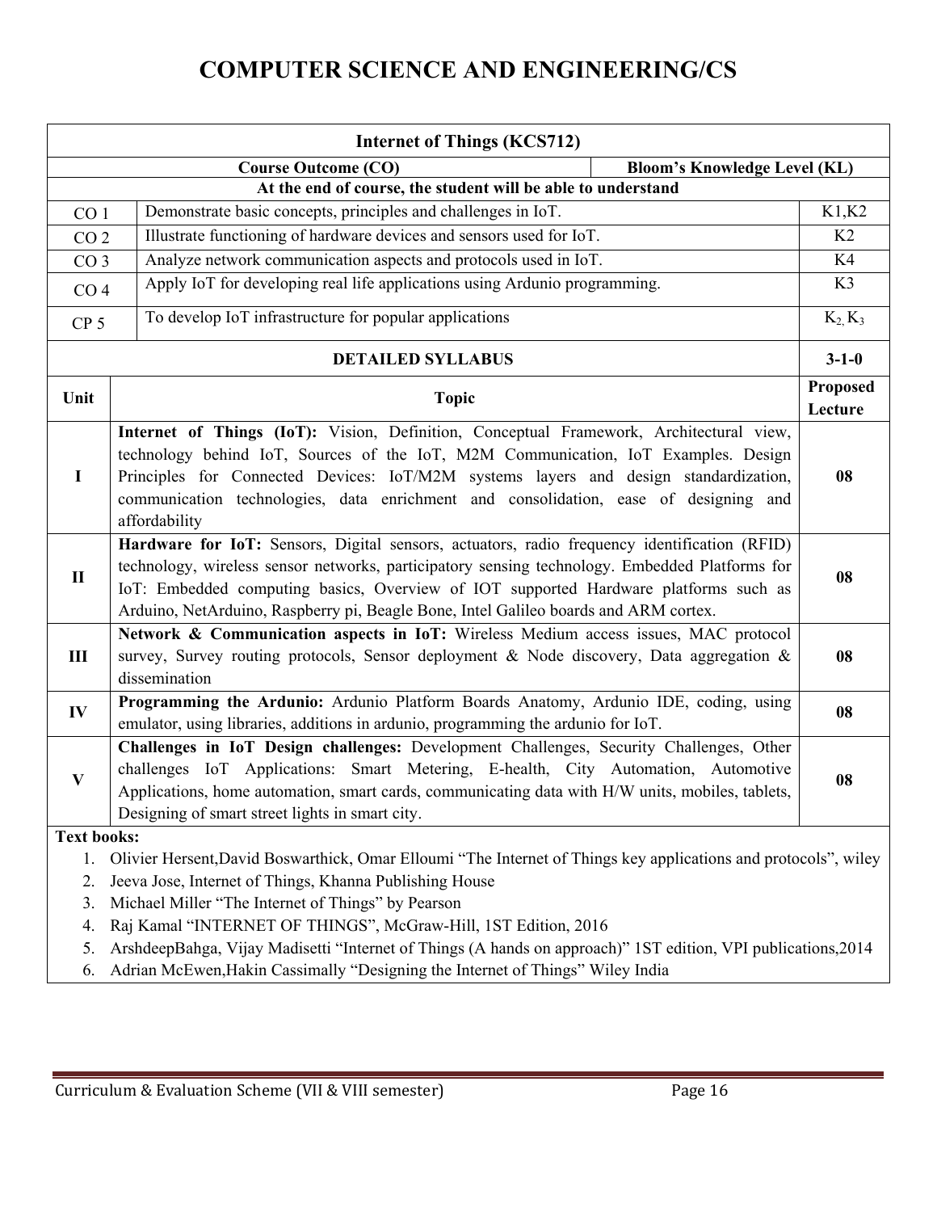# COMPUTER SCIENCE AND ENGINEERING/CS

| Internet of Things (KCS712) | | |
|---|---|---|
| **Course Outcome (CO)** | | **Bloom's Knowledge Level (KL)** |
| **At the end of course, the student will be able to understand** | | |
| CO 1 | Demonstrate basic concepts, principles and challenges in IoT. | K1,K2 |
| CO 2 | Illustrate functioning of hardware devices and sensors used for IoT. | K2 |
| CO 3 | Analyze network communication aspects and protocols used in IoT. | K4 |
| CO 4 | Apply IoT for developing real life applications using Ardunio programming. | K3 |
| CP 5 | To develop IoT infrastructure for popular applications | $K_2$, $K_3$ |
| | **DETAILED SYLLABUS** | **3-1-0** |
| **Unit** | **Topic** | **Proposed Lecture** |
| **I** | **Internet of Things (IoT):** Vision, Definition, Conceptual Framework, Architectural view, technology behind IoT, Sources of the IoT, M2M Communication, IoT Examples. Design Principles for Connected Devices: IoT/M2M systems layers and design standardization, communication technologies, data enrichment and consolidation, ease of designing and affordability | **08** |
| **II** | **Hardware for IoT:** Sensors, Digital sensors, actuators, radio frequency identification (RFID) technology, wireless sensor networks, participatory sensing technology. Embedded Platforms for IoT: Embedded computing basics, Overview of IOT supported Hardware platforms such as Arduino, NetArduino, Raspberry pi, Beagle Bone, Intel Galileo boards and ARM cortex. | **08** |
| **III** | **Network & Communication aspects in IoT:** Wireless Medium access issues, MAC protocol survey, Survey routing protocols, Sensor deployment & Node discovery, Data aggregation & dissemination | **08** |
| **IV** | **Programming the Ardunio:** Ardunio Platform Boards Anatomy, Ardunio IDE, coding, using emulator, using libraries, additions in ardunio, programming the ardunio for IoT. | **08** |
| **V** | **Challenges in IoT Design challenges:** Development Challenges, Security Challenges, Other challenges IoT Applications: Smart Metering, E-health, City Automation, Automotive Applications, home automation, smart cards, communicating data with H/W units, mobiles, tablets, Designing of smart street lights in smart city. | **08** |

**Text books:**

1. Olivier Hersent,David Boswarthick, Omar Elloumi "The Internet of Things key applications and protocols", wiley
2. Jeeva Jose, Internet of Things, Khanna Publishing House
3. Michael Miller "The Internet of Things" by Pearson
4. Raj Kamal "INTERNET OF THINGS", McGraw-Hill, 1ST Edition, 2016
5. ArshdeepBahga, Vijay Madisetti "Internet of Things (A hands on approach)" 1ST edition, VPI publications,2014
6. Adrian McEwen,Hakin Cassimally "Designing the Internet of Things" Wiley India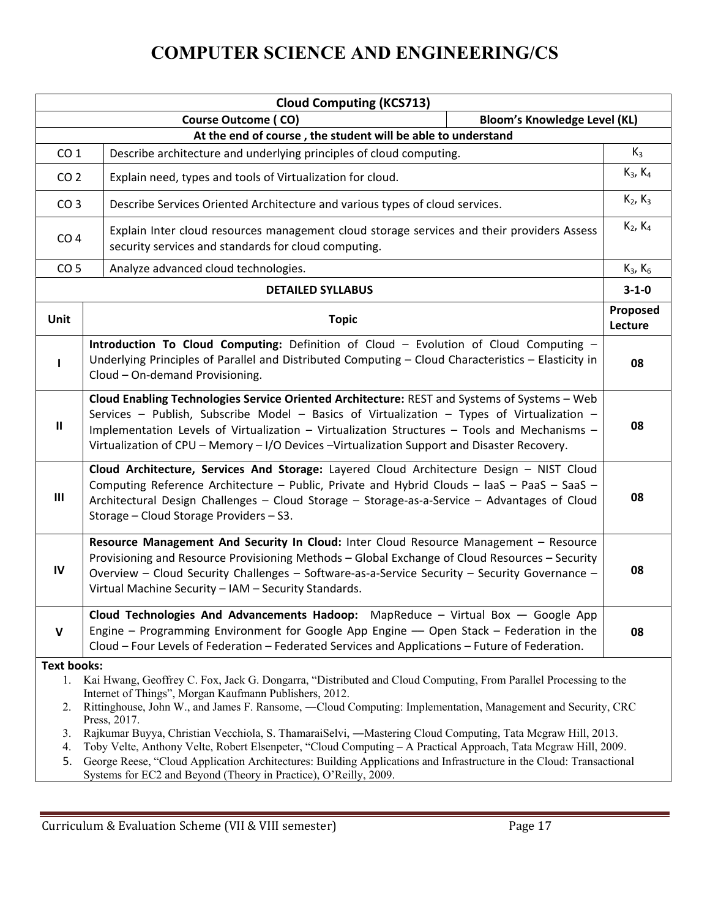# COMPUTER SCIENCE AND ENGINEERING/CS

| **Cloud Computing (KCS713)** | | |
|---|---|---|
| **Course Outcome ( CO)** | | **Bloom's Knowledge Level (KL)** |
| **At the end of course , the student will be able to understand** | | |
| CO 1 | Describe architecture and underlying principles of cloud computing. | $K_3$ |
| CO 2 | Explain need, types and tools of Virtualization for cloud. | $K_3$, $K_4$ |
| CO 3 | Describe Services Oriented Architecture and various types of cloud services. | $K_2$, $K_3$ |
| CO 4 | Explain Inter cloud resources management cloud storage services and their providers Assess security services and standards for cloud computing. | $K_2$, $K_4$ |
| CO 5 | Analyze advanced cloud technologies. | $K_3$, $K_6$ |

| **DETAILED SYLLABUS** | | **3-1-0** |
|---|---|---|
| **Unit** | **Topic** | **Proposed Lecture** |
| **I** | **Introduction To Cloud Computing:** Definition of Cloud – Evolution of Cloud Computing – Underlying Principles of Parallel and Distributed Computing – Cloud Characteristics – Elasticity in Cloud – On-demand Provisioning. | **08** |
| **II** | **Cloud Enabling Technologies Service Oriented Architecture:** REST and Systems of Systems – Web Services – Publish, Subscribe Model – Basics of Virtualization – Types of Virtualization – Implementation Levels of Virtualization – Virtualization Structures – Tools and Mechanisms – Virtualization of CPU – Memory – I/O Devices –Virtualization Support and Disaster Recovery. | **08** |
| **III** | **Cloud Architecture, Services And Storage:** Layered Cloud Architecture Design – NIST Cloud Computing Reference Architecture – Public, Private and Hybrid Clouds – laaS – PaaS – SaaS – Architectural Design Challenges – Cloud Storage – Storage-as-a-Service – Advantages of Cloud Storage – Cloud Storage Providers – S3. | **08** |
| **IV** | **Resource Management And Security In Cloud:** Inter Cloud Resource Management – Resource Provisioning and Resource Provisioning Methods – Global Exchange of Cloud Resources – Security Overview – Cloud Security Challenges – Software-as-a-Service Security – Security Governance – Virtual Machine Security – IAM – Security Standards. | **08** |
| **V** | **Cloud Technologies And Advancements Hadoop:** MapReduce – Virtual Box — Google App Engine – Programming Environment for Google App Engine –– Open Stack – Federation in the Cloud – Four Levels of Federation – Federated Services and Applications – Future of Federation. | **08** |

**Text books:**

1. Kai Hwang, Geoffrey C. Fox, Jack G. Dongarra, "Distributed and Cloud Computing, From Parallel Processing to the Internet of Things", Morgan Kaufmann Publishers, 2012.
2. Rittinghouse, John W., and James F. Ransome, ―Cloud Computing: Implementation, Management and Security, CRC Press, 2017.
3. Rajkumar Buyya, Christian Vecchiola, S. ThamaraiSelvi, ―Mastering Cloud Computing, Tata Mcgraw Hill, 2013.
4. Toby Velte, Anthony Velte, Robert Elsenpeter, "Cloud Computing – A Practical Approach, Tata Mcgraw Hill, 2009.
5. George Reese, "Cloud Application Architectures: Building Applications and Infrastructure in the Cloud: Transactional Systems for EC2 and Beyond (Theory in Practice), O'Reilly, 2009.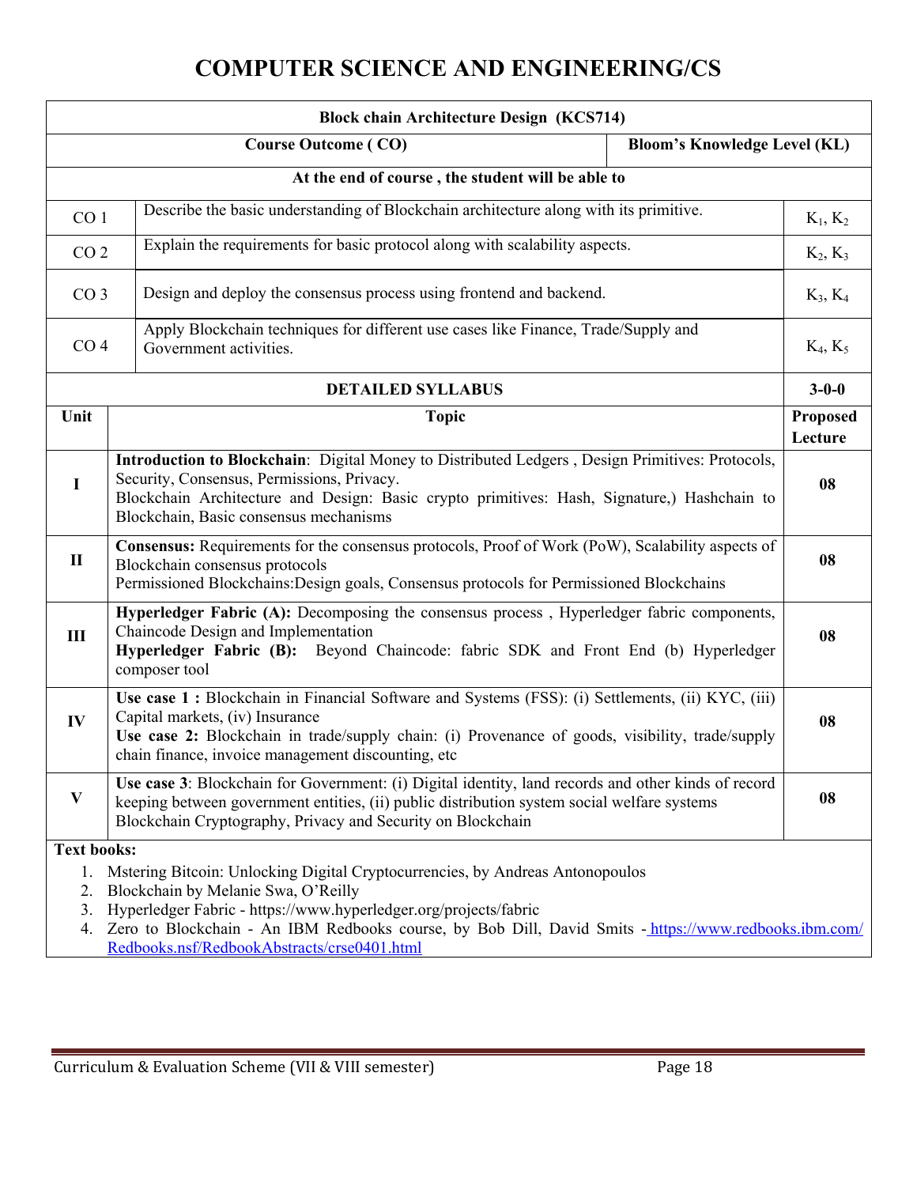# COMPUTER SCIENCE AND ENGINEERING/CS

| Block chain Architecture Design (KCS714) | | |
|---|---|---|
| **Course Outcome ( CO)** | | **Bloom's Knowledge Level (KL)** |
| **At the end of course , the student will be able to** | | |
| CO 1 | Describe the basic understanding of Blockchain architecture along with its primitive. | $K_1$, $K_2$ |
| CO 2 | Explain the requirements for basic protocol along with scalability aspects. | $K_2$, $K_3$ |
| CO 3 | Design and deploy the consensus process using frontend and backend. | $K_3$, $K_4$ |
| CO 4 | Apply Blockchain techniques for different use cases like Finance, Trade/Supply and Government activities. | $K_4$, $K_5$ |

| **DETAILED SYLLABUS** | | **3-0-0** |
|---|---|---|
| **Unit** | **Topic** | **Proposed Lecture** |
| **I** | **Introduction to Blockchain**: Digital Money to Distributed Ledgers , Design Primitives: Protocols, Security, Consensus, Permissions, Privacy. Blockchain Architecture and Design: Basic crypto primitives: Hash, Signature,) Hashchain to Blockchain, Basic consensus mechanisms | **08** |
| **II** | **Consensus:** Requirements for the consensus protocols, Proof of Work (PoW), Scalability aspects of Blockchain consensus protocols Permissioned Blockchains:Design goals, Consensus protocols for Permissioned Blockchains | **08** |
| **III** | **Hyperledger Fabric (A):** Decomposing the consensus process , Hyperledger fabric components, Chaincode Design and Implementation **Hyperledger Fabric (B):** Beyond Chaincode: fabric SDK and Front End (b) Hyperledger composer tool | **08** |
| **IV** | **Use case 1 :** Blockchain in Financial Software and Systems (FSS): (i) Settlements, (ii) KYC, (iii) Capital markets, (iv) Insurance **Use case 2:** Blockchain in trade/supply chain: (i) Provenance of goods, visibility, trade/supply chain finance, invoice management discounting, etc | **08** |
| **V** | **Use case 3**: Blockchain for Government: (i) Digital identity, land records and other kinds of record keeping between government entities, (ii) public distribution system social welfare systems Blockchain Cryptography, Privacy and Security on Blockchain | **08** |

**Text books:**

1. Mstering Bitcoin: Unlocking Digital Cryptocurrencies, by Andreas Antonopoulos
2. Blockchain by Melanie Swa, O'Reilly
3. Hyperledger Fabric - https://www.hyperledger.org/projects/fabric
4. Zero to Blockchain - An IBM Redbooks course, by Bob Dill, David Smits - https://www.redbooks.ibm.com/Redbooks.nsf/RedbookAbstracts/crse0401.html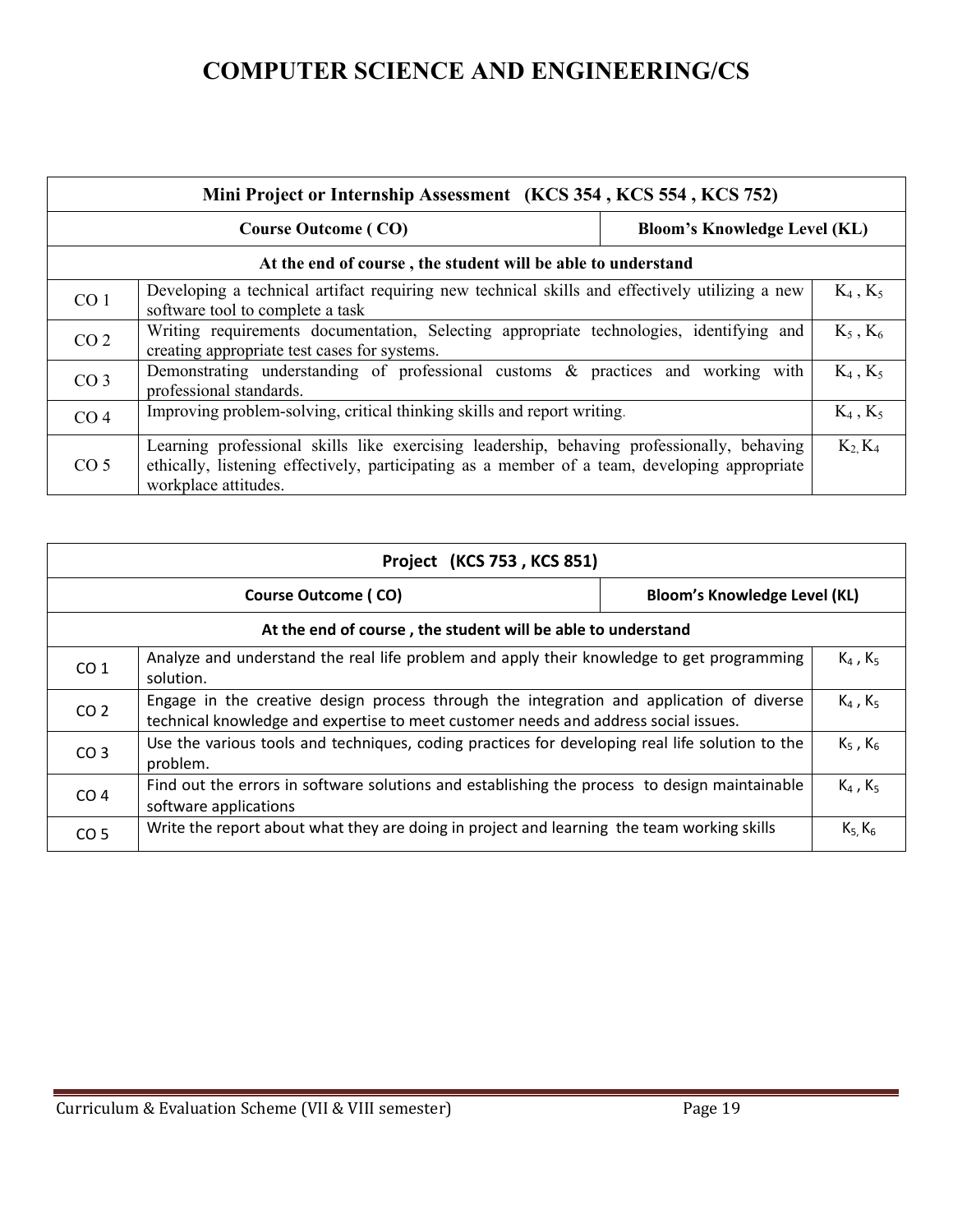# COMPUTER SCIENCE AND ENGINEERING/CS

| Mini Project or Internship Assessment (KCS 354 , KCS 554 , KCS 752) | | |
|---|---|---|
| **Course Outcome ( CO)** | | **Bloom's Knowledge Level (KL)** |
| **At the end of course , the student will be able to understand** | | |
| CO 1 | Developing a technical artifact requiring new technical skills and effectively utilizing a new software tool to complete a task | $K_4$ , $K_5$ |
| CO 2 | Writing requirements documentation, Selecting appropriate technologies, identifying and creating appropriate test cases for systems. | $K_5$ , $K_6$ |
| CO 3 | Demonstrating understanding of professional customs & practices and working with professional standards. | $K_4$ , $K_5$ |
| CO 4 | Improving problem-solving, critical thinking skills and report writing. | $K_4$ , $K_5$ |
| CO 5 | Learning professional skills like exercising leadership, behaving professionally, behaving ethically, listening effectively, participating as a member of a team, developing appropriate workplace attitudes. | $K_2$, $K_4$ |

| Project (KCS 753 , KCS 851) | | |
|---|---|---|
| **Course Outcome ( CO)** | | **Bloom's Knowledge Level (KL)** |
| **At the end of course , the student will be able to understand** | | |
| CO 1 | Analyze and understand the real life problem and apply their knowledge to get programming solution. | $K_4$ , $K_5$ |
| CO 2 | Engage in the creative design process through the integration and application of diverse technical knowledge and expertise to meet customer needs and address social issues. | $K_4$ , $K_5$ |
| CO 3 | Use the various tools and techniques, coding practices for developing real life solution to the problem. | $K_5$ , $K_6$ |
| CO 4 | Find out the errors in software solutions and establishing the process to design maintainable software applications | $K_4$ , $K_5$ |
| CO 5 | Write the report about what they are doing in project and learning the team working skills | $K_5$, $K_6$ |